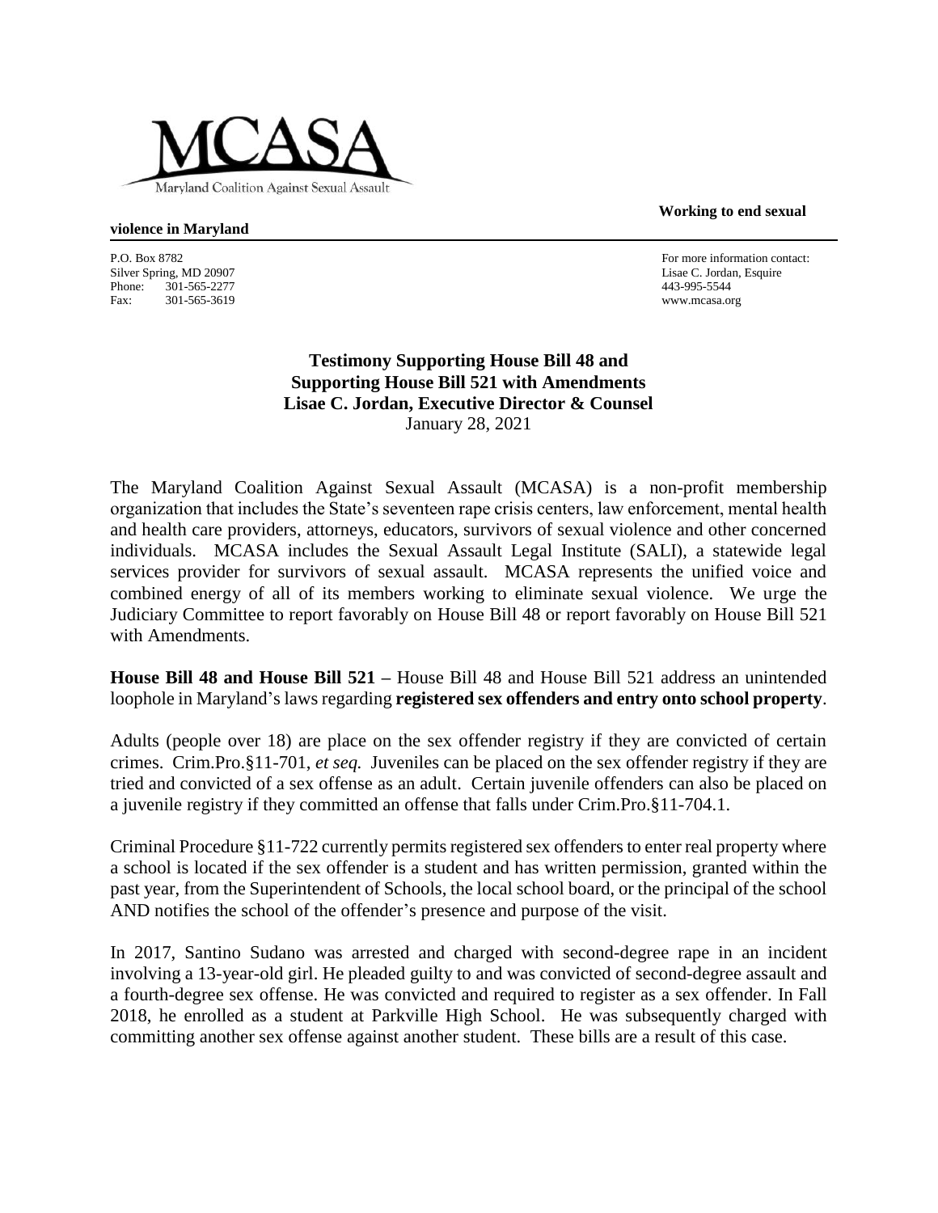MCASA

Maryland Coalition Against Sexual Assault

**Working to end sexual violence in Maryland**

P.O. Box 8782
Silver Spring, MD 20907
Phone: 301-565-2277
Fax: 301-565-3619

For more information contact:
Lisae C. Jordan, Esquire
443-995-5544
www.mcasa.org

**Testimony Supporting House Bill 48 and**
**Supporting House Bill 521 with Amendments**
**Lisae C. Jordan, Executive Director & Counsel**
January 28, 2021

The Maryland Coalition Against Sexual Assault (MCASA) is a non-profit membership organization that includes the State's seventeen rape crisis centers, law enforcement, mental health and health care providers, attorneys, educators, survivors of sexual violence and other concerned individuals. MCASA includes the Sexual Assault Legal Institute (SALI), a statewide legal services provider for survivors of sexual assault. MCASA represents the unified voice and combined energy of all of its members working to eliminate sexual violence. We urge the Judiciary Committee to report favorably on House Bill 48 or report favorably on House Bill 521 with Amendments.

**House Bill 48 and House Bill 521 –** House Bill 48 and House Bill 521 address an unintended loophole in Maryland's laws regarding **registered sex offenders and entry onto school property**.

Adults (people over 18) are place on the sex offender registry if they are convicted of certain crimes. Crim.Pro.§11-701, *et seq.* Juveniles can be placed on the sex offender registry if they are tried and convicted of a sex offense as an adult. Certain juvenile offenders can also be placed on a juvenile registry if they committed an offense that falls under Crim.Pro.§11-704.1.

Criminal Procedure §11-722 currently permits registered sex offenders to enter real property where a school is located if the sex offender is a student and has written permission, granted within the past year, from the Superintendent of Schools, the local school board, or the principal of the school AND notifies the school of the offender's presence and purpose of the visit.

In 2017, Santino Sudano was arrested and charged with second-degree rape in an incident involving a 13-year-old girl. He pleaded guilty to and was convicted of second-degree assault and a fourth-degree sex offense. He was convicted and required to register as a sex offender. In Fall 2018, he enrolled as a student at Parkville High School. He was subsequently charged with committing another sex offense against another student. These bills are a result of this case.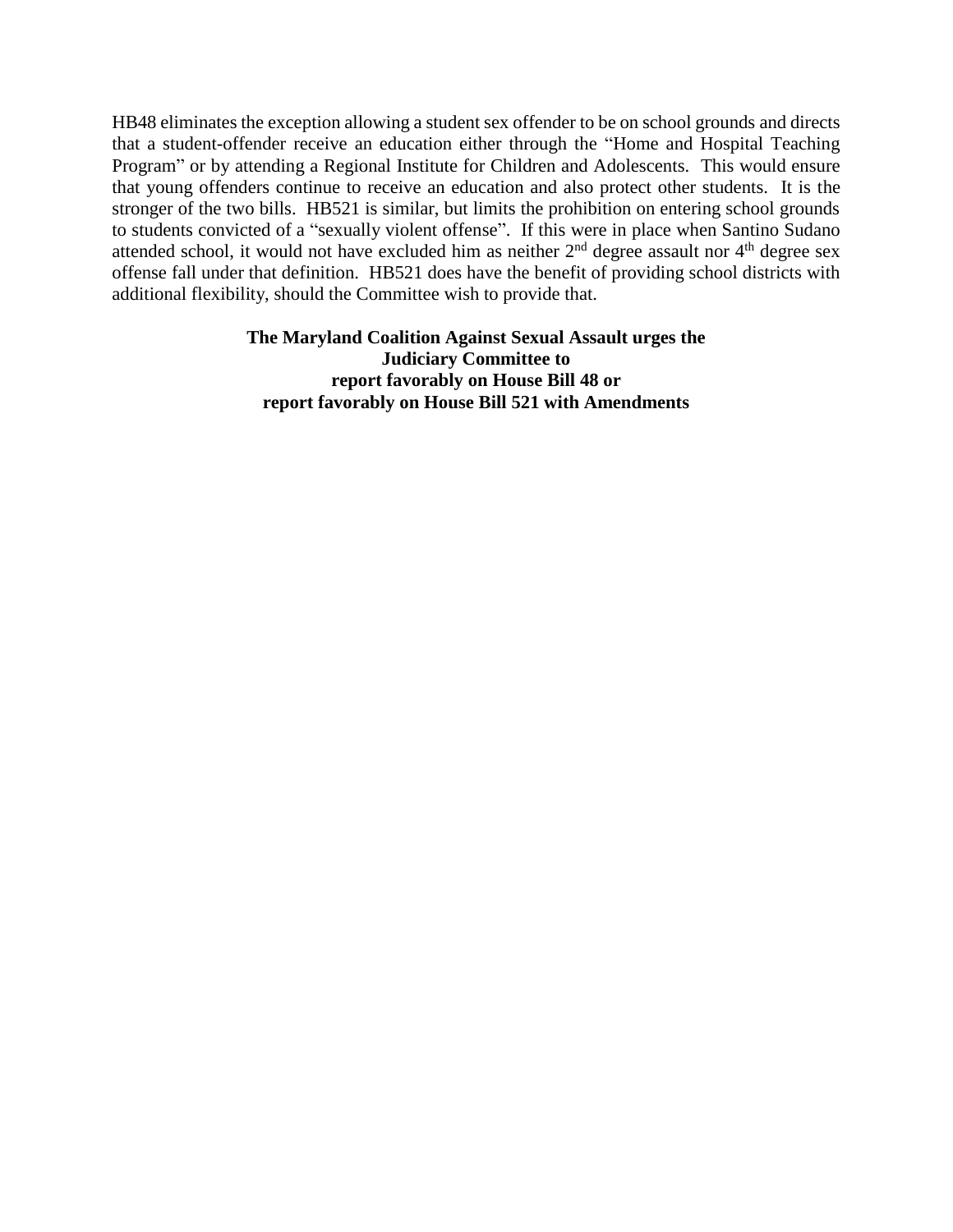HB48 eliminates the exception allowing a student sex offender to be on school grounds and directs that a student-offender receive an education either through the "Home and Hospital Teaching Program" or by attending a Regional Institute for Children and Adolescents. This would ensure that young offenders continue to receive an education and also protect other students. It is the stronger of the two bills. HB521 is similar, but limits the prohibition on entering school grounds to students convicted of a "sexually violent offense". If this were in place when Santino Sudano attended school, it would not have excluded him as neither 2nd degree assault nor 4th degree sex offense fall under that definition. HB521 does have the benefit of providing school districts with additional flexibility, should the Committee wish to provide that.

**The Maryland Coalition Against Sexual Assault urges the**
**Judiciary Committee to**
**report favorably on House Bill 48 or**
**report favorably on House Bill 521 with Amendments**